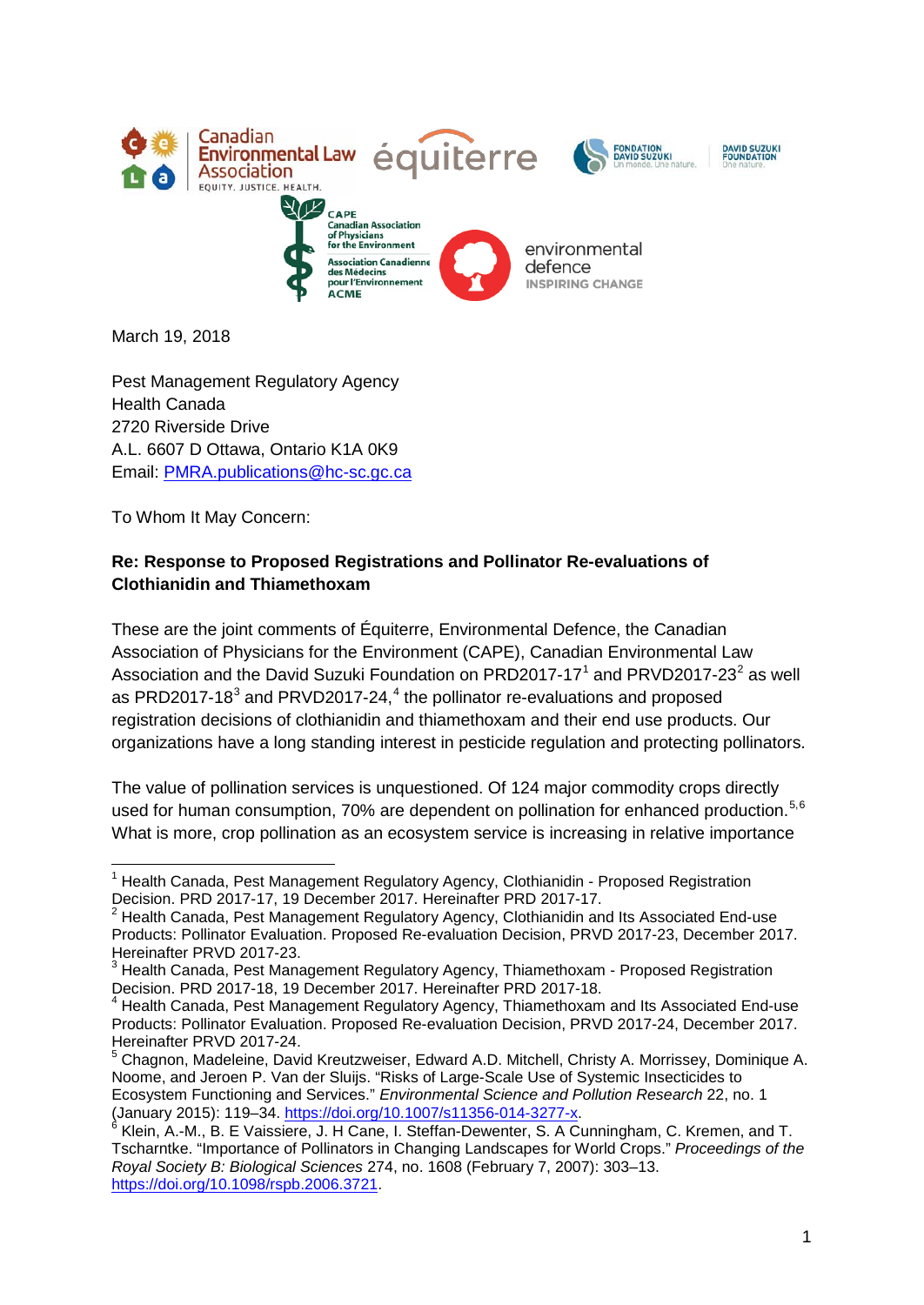March 19, 2018

Pest Management Regulatory Agency
Health Canada
2720 Riverside Drive
A.L. 6607 D Ottawa, Ontario K1A 0K9
Email: PMRA.publications@hc-sc.gc.ca

To Whom It May Concern:

**Re: Response to Proposed Registrations and Pollinator Re-evaluations of Clothianidin and Thiamethoxam**

These are the joint comments of Équiterre, Environmental Defence, the Canadian Association of Physicians for the Environment (CAPE), Canadian Environmental Law Association and the David Suzuki Foundation on PRD2017-17[1] and PRVD2017-23[2] as well as PRD2017-18[3] and PRVD2017-24,[4] the pollinator re-evaluations and proposed registration decisions of clothianidin and thiamethoxam and their end use products. Our organizations have a long standing interest in pesticide regulation and protecting pollinators.

The value of pollination services is unquestioned. Of 124 major commodity crops directly used for human consumption, 70% are dependent on pollination for enhanced production.[5,6] What is more, crop pollination as an ecosystem service is increasing in relative importance

---

[1] Health Canada, Pest Management Regulatory Agency, Clothianidin - Proposed Registration Decision. PRD 2017-17, 19 December 2017. Hereinafter PRD 2017-17.

[2] Health Canada, Pest Management Regulatory Agency, Clothianidin and Its Associated End-use Products: Pollinator Evaluation. Proposed Re-evaluation Decision, PRVD 2017-23, December 2017. Hereinafter PRVD 2017-23.

[3] Health Canada, Pest Management Regulatory Agency, Thiamethoxam - Proposed Registration Decision. PRD 2017-18, 19 December 2017. Hereinafter PRD 2017-18.

[4] Health Canada, Pest Management Regulatory Agency, Thiamethoxam and Its Associated End-use Products: Pollinator Evaluation. Proposed Re-evaluation Decision, PRVD 2017-24, December 2017. Hereinafter PRVD 2017-24.

[5] Chagnon, Madeleine, David Kreutzweiser, Edward A.D. Mitchell, Christy A. Morrissey, Dominique A. Noome, and Jeroen P. Van der Sluijs. "Risks of Large-Scale Use of Systemic Insecticides to Ecosystem Functioning and Services." *Environmental Science and Pollution Research* 22, no. 1 (January 2015): 119–34. https://doi.org/10.1007/s11356-014-3277-x.

[6] Klein, A.-M., B. E Vaissiere, J. H Cane, I. Steffan-Dewenter, S. A Cunningham, C. Kremen, and T. Tscharntke. "Importance of Pollinators in Changing Landscapes for World Crops." *Proceedings of the Royal Society B: Biological Sciences* 274, no. 1608 (February 7, 2007): 303–13. https://doi.org/10.1098/rspb.2006.3721.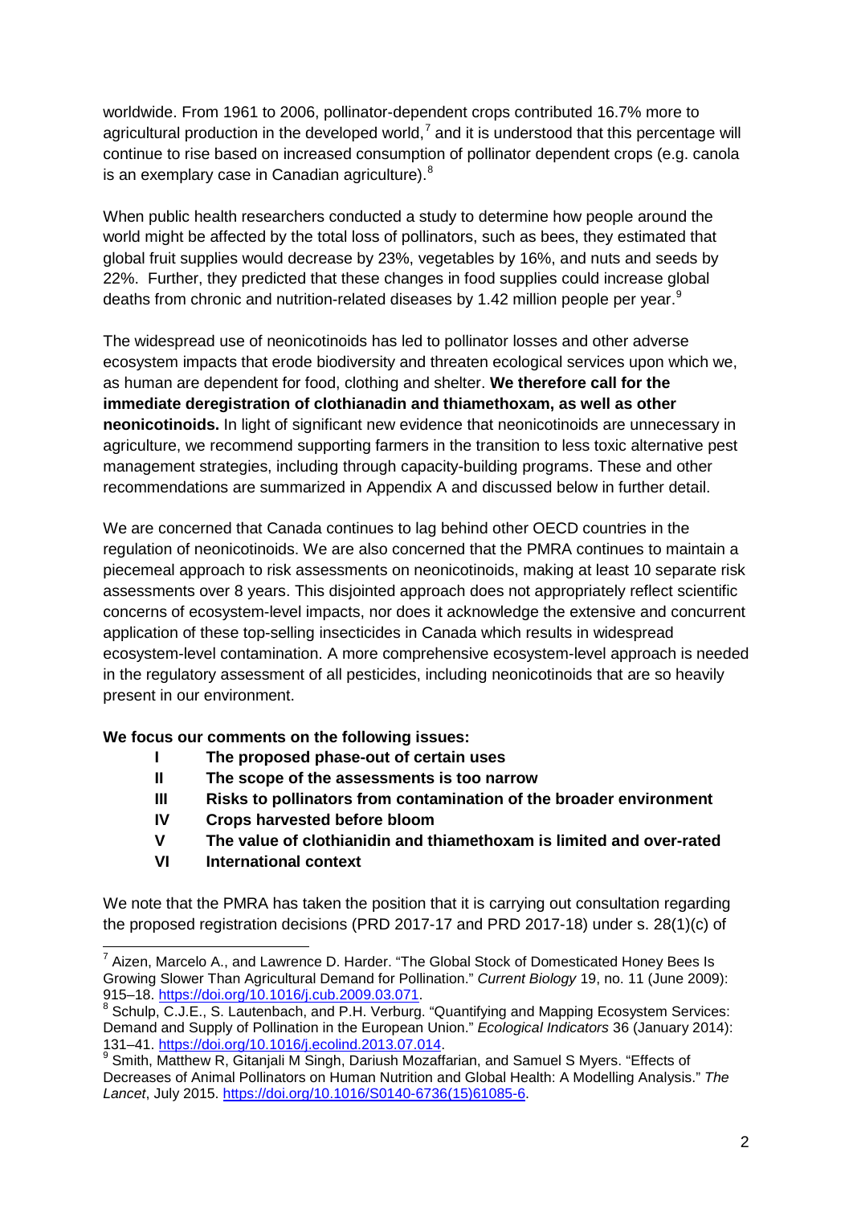worldwide. From 1961 to 2006, pollinator-dependent crops contributed 16.7% more to agricultural production in the developed world,[7] and it is understood that this percentage will continue to rise based on increased consumption of pollinator dependent crops (e.g. canola is an exemplary case in Canadian agriculture).[8]

When public health researchers conducted a study to determine how people around the world might be affected by the total loss of pollinators, such as bees, they estimated that global fruit supplies would decrease by 23%, vegetables by 16%, and nuts and seeds by 22%. Further, they predicted that these changes in food supplies could increase global deaths from chronic and nutrition-related diseases by 1.42 million people per year.[9]

The widespread use of neonicotinoids has led to pollinator losses and other adverse ecosystem impacts that erode biodiversity and threaten ecological services upon which we, as human are dependent for food, clothing and shelter. **We therefore call for the immediate deregistration of clothianadin and thiamethoxam, as well as other neonicotinoids.** In light of significant new evidence that neonicotinoids are unnecessary in agriculture, we recommend supporting farmers in the transition to less toxic alternative pest management strategies, including through capacity-building programs. These and other recommendations are summarized in Appendix A and discussed below in further detail.

We are concerned that Canada continues to lag behind other OECD countries in the regulation of neonicotinoids. We are also concerned that the PMRA continues to maintain a piecemeal approach to risk assessments on neonicotinoids, making at least 10 separate risk assessments over 8 years. This disjointed approach does not appropriately reflect scientific concerns of ecosystem-level impacts, nor does it acknowledge the extensive and concurrent application of these top-selling insecticides in Canada which results in widespread ecosystem-level contamination. A more comprehensive ecosystem-level approach is needed in the regulatory assessment of all pesticides, including neonicotinoids that are so heavily present in our environment.

**We focus our comments on the following issues:**

- **I The proposed phase-out of certain uses**
- **II The scope of the assessments is too narrow**
- **III Risks to pollinators from contamination of the broader environment**
- **IV Crops harvested before bloom**
- **V The value of clothianidin and thiamethoxam is limited and over-rated**
- **VI International context**

We note that the PMRA has taken the position that it is carrying out consultation regarding the proposed registration decisions (PRD 2017-17 and PRD 2017-18) under s. 28(1)(c) of

---

[7] Aizen, Marcelo A., and Lawrence D. Harder. "The Global Stock of Domesticated Honey Bees Is Growing Slower Than Agricultural Demand for Pollination." *Current Biology* 19, no. 11 (June 2009): 915–18. https://doi.org/10.1016/j.cub.2009.03.071.

[8] Schulp, C.J.E., S. Lautenbach, and P.H. Verburg. "Quantifying and Mapping Ecosystem Services: Demand and Supply of Pollination in the European Union." *Ecological Indicators* 36 (January 2014): 131–41. https://doi.org/10.1016/j.ecolind.2013.07.014.

[9] Smith, Matthew R, Gitanjali M Singh, Dariush Mozaffarian, and Samuel S Myers. "Effects of Decreases of Animal Pollinators on Human Nutrition and Global Health: A Modelling Analysis." *The Lancet*, July 2015. https://doi.org/10.1016/S0140-6736(15)61085-6.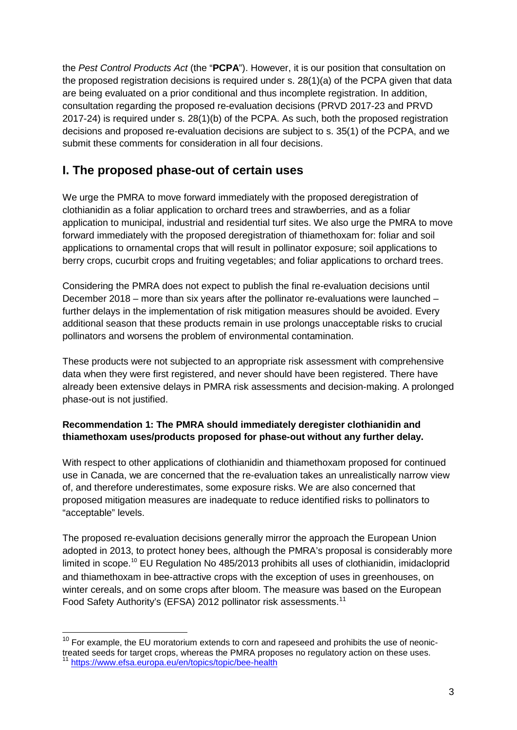the *Pest Control Products Act* (the "**PCPA**"). However, it is our position that consultation on the proposed registration decisions is required under s. 28(1)(a) of the PCPA given that data are being evaluated on a prior conditional and thus incomplete registration. In addition, consultation regarding the proposed re-evaluation decisions (PRVD 2017-23 and PRVD 2017-24) is required under s. 28(1)(b) of the PCPA. As such, both the proposed registration decisions and proposed re-evaluation decisions are subject to s. 35(1) of the PCPA, and we submit these comments for consideration in all four decisions.

## I. The proposed phase-out of certain uses

We urge the PMRA to move forward immediately with the proposed deregistration of clothianidin as a foliar application to orchard trees and strawberries, and as a foliar application to municipal, industrial and residential turf sites. We also urge the PMRA to move forward immediately with the proposed deregistration of thiamethoxam for: foliar and soil applications to ornamental crops that will result in pollinator exposure; soil applications to berry crops, cucurbit crops and fruiting vegetables; and foliar applications to orchard trees.

Considering the PMRA does not expect to publish the final re-evaluation decisions until December 2018 – more than six years after the pollinator re-evaluations were launched – further delays in the implementation of risk mitigation measures should be avoided. Every additional season that these products remain in use prolongs unacceptable risks to crucial pollinators and worsens the problem of environmental contamination.

These products were not subjected to an appropriate risk assessment with comprehensive data when they were first registered, and never should have been registered. There have already been extensive delays in PMRA risk assessments and decision-making. A prolonged phase-out is not justified.

**Recommendation 1: The PMRA should immediately deregister clothianidin and thiamethoxam uses/products proposed for phase-out without any further delay.**

With respect to other applications of clothianidin and thiamethoxam proposed for continued use in Canada, we are concerned that the re-evaluation takes an unrealistically narrow view of, and therefore underestimates, some exposure risks. We are also concerned that proposed mitigation measures are inadequate to reduce identified risks to pollinators to "acceptable" levels.

The proposed re-evaluation decisions generally mirror the approach the European Union adopted in 2013, to protect honey bees, although the PMRA's proposal is considerably more limited in scope.[10] EU Regulation No 485/2013 prohibits all uses of clothianidin, imidacloprid and thiamethoxam in bee-attractive crops with the exception of uses in greenhouses, on winter cereals, and on some crops after bloom. The measure was based on the European Food Safety Authority's (EFSA) 2012 pollinator risk assessments.[11]

---

[10] For example, the EU moratorium extends to corn and rapeseed and prohibits the use of neonic-treated seeds for target crops, whereas the PMRA proposes no regulatory action on these uses.

[11] https://www.efsa.europa.eu/en/topics/topic/bee-health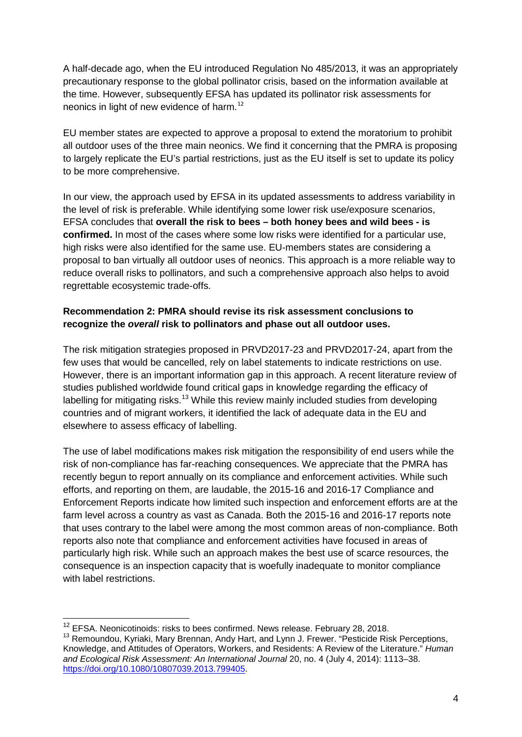A half-decade ago, when the EU introduced Regulation No 485/2013, it was an appropriately precautionary response to the global pollinator crisis, based on the information available at the time. However, subsequently EFSA has updated its pollinator risk assessments for neonics in light of new evidence of harm.[12]

EU member states are expected to approve a proposal to extend the moratorium to prohibit all outdoor uses of the three main neonics. We find it concerning that the PMRA is proposing to largely replicate the EU's partial restrictions, just as the EU itself is set to update its policy to be more comprehensive.

In our view, the approach used by EFSA in its updated assessments to address variability in the level of risk is preferable. While identifying some lower risk use/exposure scenarios, EFSA concludes that **overall the risk to bees – both honey bees and wild bees - is confirmed.** In most of the cases where some low risks were identified for a particular use, high risks were also identified for the same use. EU-members states are considering a proposal to ban virtually all outdoor uses of neonics. This approach is a more reliable way to reduce overall risks to pollinators, and such a comprehensive approach also helps to avoid regrettable ecosystemic trade-offs.

**Recommendation 2: PMRA should revise its risk assessment conclusions to recognize the *overall* risk to pollinators and phase out all outdoor uses.**

The risk mitigation strategies proposed in PRVD2017-23 and PRVD2017-24, apart from the few uses that would be cancelled, rely on label statements to indicate restrictions on use. However, there is an important information gap in this approach. A recent literature review of studies published worldwide found critical gaps in knowledge regarding the efficacy of labelling for mitigating risks.[13] While this review mainly included studies from developing countries and of migrant workers, it identified the lack of adequate data in the EU and elsewhere to assess efficacy of labelling.

The use of label modifications makes risk mitigation the responsibility of end users while the risk of non-compliance has far-reaching consequences. We appreciate that the PMRA has recently begun to report annually on its compliance and enforcement activities. While such efforts, and reporting on them, are laudable, the 2015-16 and 2016-17 Compliance and Enforcement Reports indicate how limited such inspection and enforcement efforts are at the farm level across a country as vast as Canada. Both the 2015-16 and 2016-17 reports note that uses contrary to the label were among the most common areas of non-compliance. Both reports also note that compliance and enforcement activities have focused in areas of particularly high risk. While such an approach makes the best use of scarce resources, the consequence is an inspection capacity that is woefully inadequate to monitor compliance with label restrictions.

---

[12] EFSA. Neonicotinoids: risks to bees confirmed. News release. February 28, 2018.

[13] Remoundou, Kyriaki, Mary Brennan, Andy Hart, and Lynn J. Frewer. "Pesticide Risk Perceptions, Knowledge, and Attitudes of Operators, Workers, and Residents: A Review of the Literature." *Human and Ecological Risk Assessment: An International Journal* 20, no. 4 (July 4, 2014): 1113–38. https://doi.org/10.1080/10807039.2013.799405.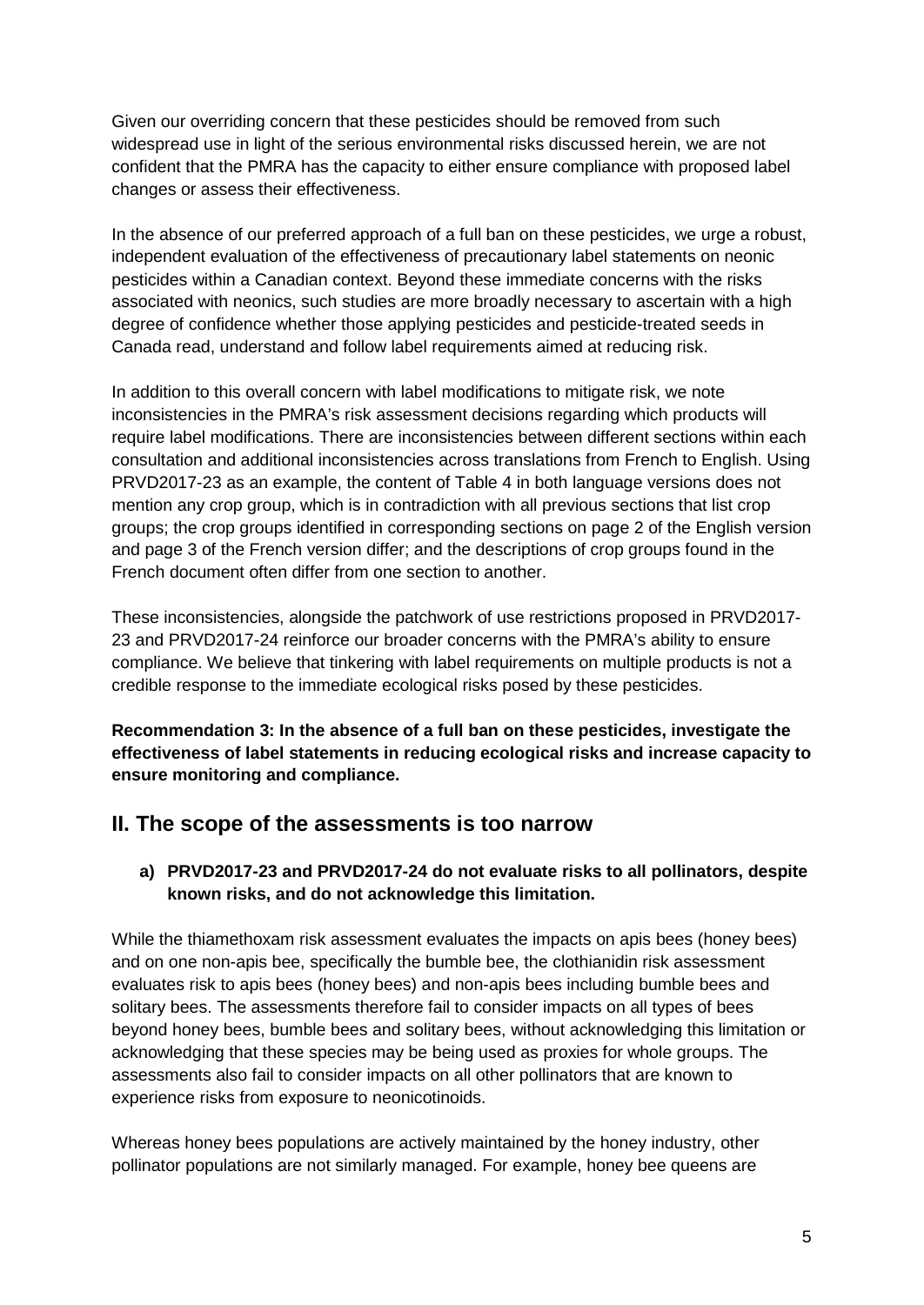Given our overriding concern that these pesticides should be removed from such widespread use in light of the serious environmental risks discussed herein, we are not confident that the PMRA has the capacity to either ensure compliance with proposed label changes or assess their effectiveness.

In the absence of our preferred approach of a full ban on these pesticides, we urge a robust, independent evaluation of the effectiveness of precautionary label statements on neonic pesticides within a Canadian context. Beyond these immediate concerns with the risks associated with neonics, such studies are more broadly necessary to ascertain with a high degree of confidence whether those applying pesticides and pesticide-treated seeds in Canada read, understand and follow label requirements aimed at reducing risk.

In addition to this overall concern with label modifications to mitigate risk, we note inconsistencies in the PMRA's risk assessment decisions regarding which products will require label modifications. There are inconsistencies between different sections within each consultation and additional inconsistencies across translations from French to English. Using PRVD2017-23 as an example, the content of Table 4 in both language versions does not mention any crop group, which is in contradiction with all previous sections that list crop groups; the crop groups identified in corresponding sections on page 2 of the English version and page 3 of the French version differ; and the descriptions of crop groups found in the French document often differ from one section to another.

These inconsistencies, alongside the patchwork of use restrictions proposed in PRVD2017-23 and PRVD2017-24 reinforce our broader concerns with the PMRA's ability to ensure compliance. We believe that tinkering with label requirements on multiple products is not a credible response to the immediate ecological risks posed by these pesticides.

**Recommendation 3: In the absence of a full ban on these pesticides, investigate the effectiveness of label statements in reducing ecological risks and increase capacity to ensure monitoring and compliance.**

## II. The scope of the assessments is too narrow

### a) PRVD2017-23 and PRVD2017-24 do not evaluate risks to all pollinators, despite known risks, and do not acknowledge this limitation.

While the thiamethoxam risk assessment evaluates the impacts on apis bees (honey bees) and on one non-apis bee, specifically the bumble bee, the clothianidin risk assessment evaluates risk to apis bees (honey bees) and non-apis bees including bumble bees and solitary bees. The assessments therefore fail to consider impacts on all types of bees beyond honey bees, bumble bees and solitary bees, without acknowledging this limitation or acknowledging that these species may be being used as proxies for whole groups. The assessments also fail to consider impacts on all other pollinators that are known to experience risks from exposure to neonicotinoids.

Whereas honey bees populations are actively maintained by the honey industry, other pollinator populations are not similarly managed. For example, honey bee queens are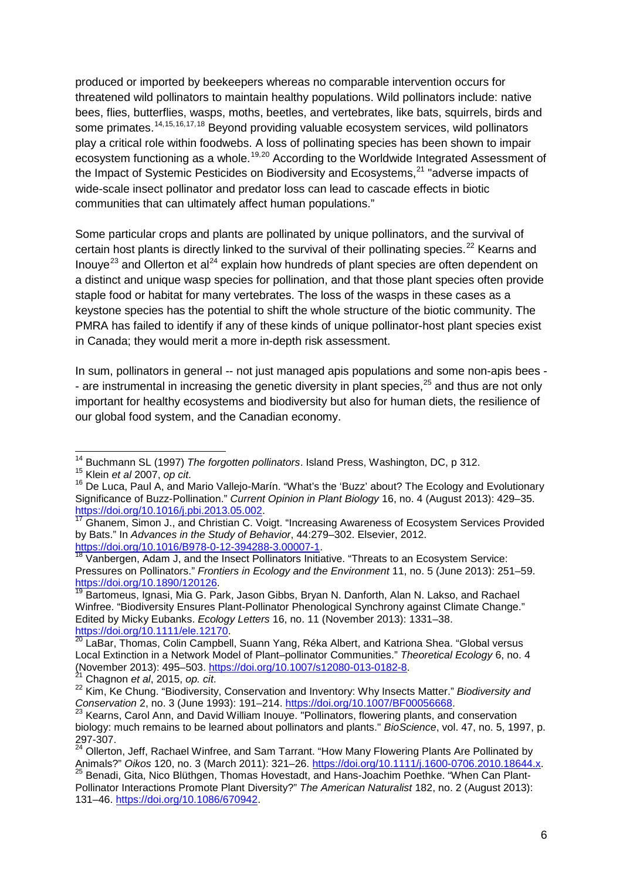produced or imported by beekeepers whereas no comparable intervention occurs for threatened wild pollinators to maintain healthy populations. Wild pollinators include: native bees, flies, butterflies, wasps, moths, beetles, and vertebrates, like bats, squirrels, birds and some primates.[14,15,16,17,18] Beyond providing valuable ecosystem services, wild pollinators play a critical role within foodwebs. A loss of pollinating species has been shown to impair ecosystem functioning as a whole.[19,20] According to the Worldwide Integrated Assessment of the Impact of Systemic Pesticides on Biodiversity and Ecosystems,[21] "adverse impacts of wide-scale insect pollinator and predator loss can lead to cascade effects in biotic communities that can ultimately affect human populations."

Some particular crops and plants are pollinated by unique pollinators, and the survival of certain host plants is directly linked to the survival of their pollinating species.[22] Kearns and Inouye[23] and Ollerton et al[24] explain how hundreds of plant species are often dependent on a distinct and unique wasp species for pollination, and that those plant species often provide staple food or habitat for many vertebrates. The loss of the wasps in these cases as a keystone species has the potential to shift the whole structure of the biotic community. The PMRA has failed to identify if any of these kinds of unique pollinator-host plant species exist in Canada; they would merit a more in-depth risk assessment.

In sum, pollinators in general -- not just managed apis populations and some non-apis bees -- are instrumental in increasing the genetic diversity in plant species,[25] and thus are not only important for healthy ecosystems and biodiversity but also for human diets, the resilience of our global food system, and the Canadian economy.

---

[14] Buchmann SL (1997) *The forgotten pollinators*. Island Press, Washington, DC, p 312.

[15] Klein *et al* 2007, *op cit*.

[16] De Luca, Paul A, and Mario Vallejo-Marín. "What's the 'Buzz' about? The Ecology and Evolutionary Significance of Buzz-Pollination." *Current Opinion in Plant Biology* 16, no. 4 (August 2013): 429–35. https://doi.org/10.1016/j.pbi.2013.05.002.

[17] Ghanem, Simon J., and Christian C. Voigt. "Increasing Awareness of Ecosystem Services Provided by Bats." In *Advances in the Study of Behavior*, 44:279–302. Elsevier, 2012. https://doi.org/10.1016/B978-0-12-394288-3.00007-1.

[18] Vanbergen, Adam J, and the Insect Pollinators Initiative. "Threats to an Ecosystem Service: Pressures on Pollinators." *Frontiers in Ecology and the Environment* 11, no. 5 (June 2013): 251–59. https://doi.org/10.1890/120126.

[19] Bartomeus, Ignasi, Mia G. Park, Jason Gibbs, Bryan N. Danforth, Alan N. Lakso, and Rachael Winfree. "Biodiversity Ensures Plant-Pollinator Phenological Synchrony against Climate Change." Edited by Micky Eubanks. *Ecology Letters* 16, no. 11 (November 2013): 1331–38. https://doi.org/10.1111/ele.12170.

[20] LaBar, Thomas, Colin Campbell, Suann Yang, Réka Albert, and Katriona Shea. "Global versus Local Extinction in a Network Model of Plant–pollinator Communities." *Theoretical Ecology* 6, no. 4 (November 2013): 495–503. https://doi.org/10.1007/s12080-013-0182-8.

[21] Chagnon *et al*, 2015, *op. cit*.

[22] Kim, Ke Chung. "Biodiversity, Conservation and Inventory: Why Insects Matter." *Biodiversity and Conservation* 2, no. 3 (June 1993): 191–214. https://doi.org/10.1007/BF00056668.

[23] Kearns, Carol Ann, and David William Inouye. "Pollinators, flowering plants, and conservation biology: much remains to be learned about pollinators and plants." *BioScience*, vol. 47, no. 5, 1997, p. 297-307.

[24] Ollerton, Jeff, Rachael Winfree, and Sam Tarrant. "How Many Flowering Plants Are Pollinated by Animals?" *Oikos* 120, no. 3 (March 2011): 321–26. https://doi.org/10.1111/j.1600-0706.2010.18644.x.

[25] Benadi, Gita, Nico Blüthgen, Thomas Hovestadt, and Hans-Joachim Poethke. "When Can Plant-Pollinator Interactions Promote Plant Diversity?" *The American Naturalist* 182, no. 2 (August 2013): 131–46. https://doi.org/10.1086/670942.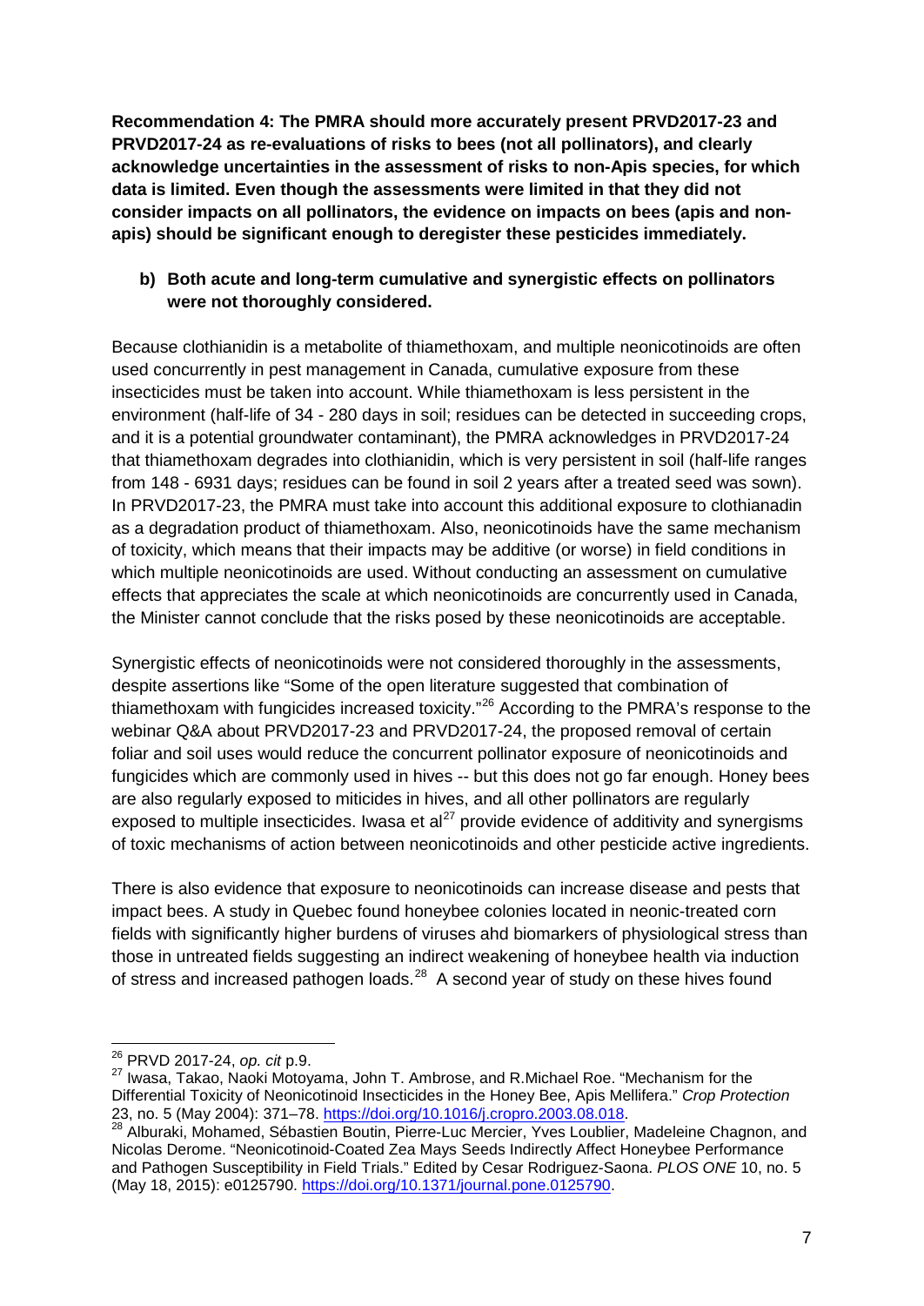**Recommendation 4: The PMRA should more accurately present PRVD2017-23 and PRVD2017-24 as re-evaluations of risks to bees (not all pollinators), and clearly acknowledge uncertainties in the assessment of risks to non-Apis species, for which data is limited. Even though the assessments were limited in that they did not consider impacts on all pollinators, the evidence on impacts on bees (apis and non-apis) should be significant enough to deregister these pesticides immediately.**

**b) Both acute and long-term cumulative and synergistic effects on pollinators were not thoroughly considered.**

Because clothianidin is a metabolite of thiamethoxam, and multiple neonicotinoids are often used concurrently in pest management in Canada, cumulative exposure from these insecticides must be taken into account. While thiamethoxam is less persistent in the environment (half-life of 34 - 280 days in soil; residues can be detected in succeeding crops, and it is a potential groundwater contaminant), the PMRA acknowledges in PRVD2017-24 that thiamethoxam degrades into clothianidin, which is very persistent in soil (half-life ranges from 148 - 6931 days; residues can be found in soil 2 years after a treated seed was sown). In PRVD2017-23, the PMRA must take into account this additional exposure to clothianadin as a degradation product of thiamethoxam. Also, neonicotinoids have the same mechanism of toxicity, which means that their impacts may be additive (or worse) in field conditions in which multiple neonicotinoids are used. Without conducting an assessment on cumulative effects that appreciates the scale at which neonicotinoids are concurrently used in Canada, the Minister cannot conclude that the risks posed by these neonicotinoids are acceptable.

Synergistic effects of neonicotinoids were not considered thoroughly in the assessments, despite assertions like "Some of the open literature suggested that combination of thiamethoxam with fungicides increased toxicity."[26] According to the PMRA's response to the webinar Q&A about PRVD2017-23 and PRVD2017-24, the proposed removal of certain foliar and soil uses would reduce the concurrent pollinator exposure of neonicotinoids and fungicides which are commonly used in hives -- but this does not go far enough. Honey bees are also regularly exposed to miticides in hives, and all other pollinators are regularly exposed to multiple insecticides. Iwasa et al[27] provide evidence of additivity and synergisms of toxic mechanisms of action between neonicotinoids and other pesticide active ingredients.

There is also evidence that exposure to neonicotinoids can increase disease and pests that impact bees. A study in Quebec found honeybee colonies located in neonic-treated corn fields with significantly higher burdens of viruses ahd biomarkers of physiological stress than those in untreated fields suggesting an indirect weakening of honeybee health via induction of stress and increased pathogen loads.[28] A second year of study on these hives found

---

[26] PRVD 2017-24, *op. cit* p.9.

[27] Iwasa, Takao, Naoki Motoyama, John T. Ambrose, and R.Michael Roe. "Mechanism for the Differential Toxicity of Neonicotinoid Insecticides in the Honey Bee, Apis Mellifera." *Crop Protection* 23, no. 5 (May 2004): 371–78. https://doi.org/10.1016/j.cropro.2003.08.018.

[28] Alburaki, Mohamed, Sébastien Boutin, Pierre-Luc Mercier, Yves Loublier, Madeleine Chagnon, and Nicolas Derome. "Neonicotinoid-Coated Zea Mays Seeds Indirectly Affect Honeybee Performance and Pathogen Susceptibility in Field Trials." Edited by Cesar Rodriguez-Saona. *PLOS ONE* 10, no. 5 (May 18, 2015): e0125790. https://doi.org/10.1371/journal.pone.0125790.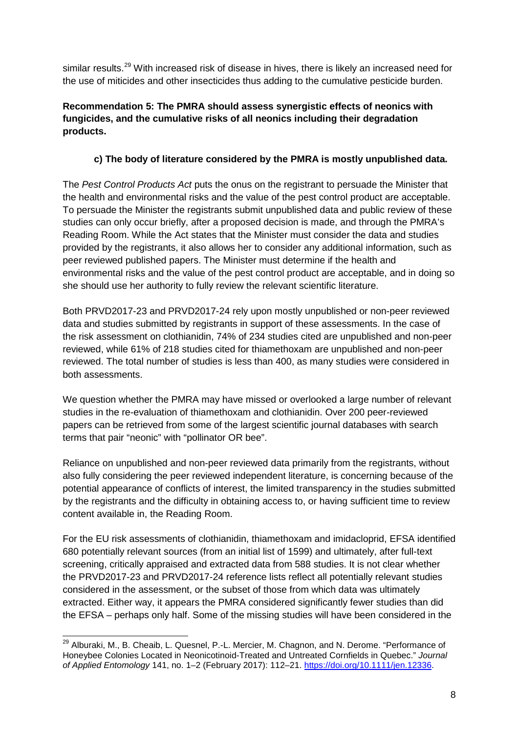similar results.[29] With increased risk of disease in hives, there is likely an increased need for the use of miticides and other insecticides thus adding to the cumulative pesticide burden.

**Recommendation 5: The PMRA should assess synergistic effects of neonics with fungicides, and the cumulative risks of all neonics including their degradation products.**

### c) The body of literature considered by the PMRA is mostly unpublished data.

The *Pest Control Products Act* puts the onus on the registrant to persuade the Minister that the health and environmental risks and the value of the pest control product are acceptable. To persuade the Minister the registrants submit unpublished data and public review of these studies can only occur briefly, after a proposed decision is made, and through the PMRA's Reading Room. While the Act states that the Minister must consider the data and studies provided by the registrants, it also allows her to consider any additional information, such as peer reviewed published papers. The Minister must determine if the health and environmental risks and the value of the pest control product are acceptable, and in doing so she should use her authority to fully review the relevant scientific literature.

Both PRVD2017-23 and PRVD2017-24 rely upon mostly unpublished or non-peer reviewed data and studies submitted by registrants in support of these assessments. In the case of the risk assessment on clothianidin, 74% of 234 studies cited are unpublished and non-peer reviewed, while 61% of 218 studies cited for thiamethoxam are unpublished and non-peer reviewed. The total number of studies is less than 400, as many studies were considered in both assessments.

We question whether the PMRA may have missed or overlooked a large number of relevant studies in the re-evaluation of thiamethoxam and clothianidin. Over 200 peer-reviewed papers can be retrieved from some of the largest scientific journal databases with search terms that pair "neonic" with "pollinator OR bee".

Reliance on unpublished and non-peer reviewed data primarily from the registrants, without also fully considering the peer reviewed independent literature, is concerning because of the potential appearance of conflicts of interest, the limited transparency in the studies submitted by the registrants and the difficulty in obtaining access to, or having sufficient time to review content available in, the Reading Room.

For the EU risk assessments of clothianidin, thiamethoxam and imidacloprid, EFSA identified 680 potentially relevant sources (from an initial list of 1599) and ultimately, after full-text screening, critically appraised and extracted data from 588 studies. It is not clear whether the PRVD2017-23 and PRVD2017-24 reference lists reflect all potentially relevant studies considered in the assessment, or the subset of those from which data was ultimately extracted. Either way, it appears the PMRA considered significantly fewer studies than did the EFSA – perhaps only half. Some of the missing studies will have been considered in the

[29] Alburaki, M., B. Cheaib, L. Quesnel, P.-L. Mercier, M. Chagnon, and N. Derome. "Performance of Honeybee Colonies Located in Neonicotinoid-Treated and Untreated Cornfields in Quebec." *Journal of Applied Entomology* 141, no. 1–2 (February 2017): 112–21. https://doi.org/10.1111/jen.12336.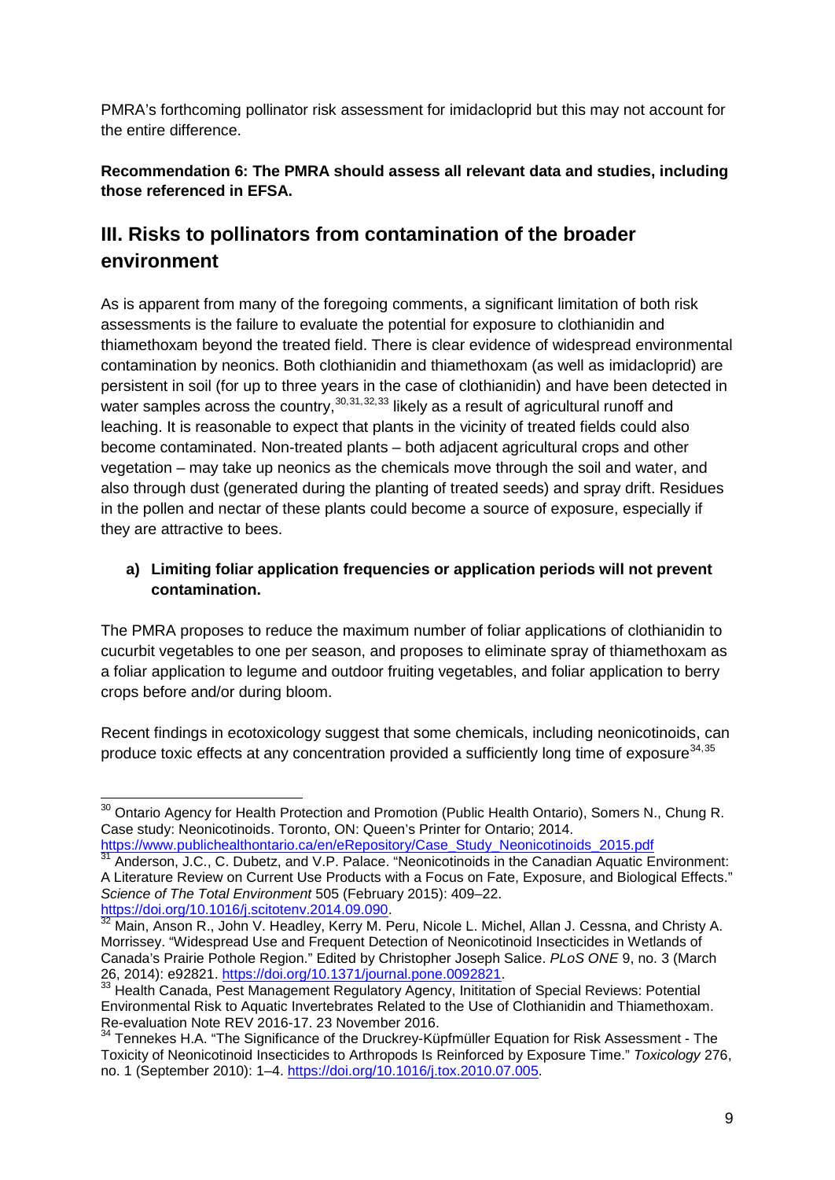PMRA's forthcoming pollinator risk assessment for imidacloprid but this may not account for the entire difference.

**Recommendation 6: The PMRA should assess all relevant data and studies, including those referenced in EFSA.**

## III. Risks to pollinators from contamination of the broader environment

As is apparent from many of the foregoing comments, a significant limitation of both risk assessments is the failure to evaluate the potential for exposure to clothianidin and thiamethoxam beyond the treated field. There is clear evidence of widespread environmental contamination by neonics. Both clothianidin and thiamethoxam (as well as imidacloprid) are persistent in soil (for up to three years in the case of clothianidin) and have been detected in water samples across the country,[30,31,32,33] likely as a result of agricultural runoff and leaching. It is reasonable to expect that plants in the vicinity of treated fields could also become contaminated. Non-treated plants – both adjacent agricultural crops and other vegetation – may take up neonics as the chemicals move through the soil and water, and also through dust (generated during the planting of treated seeds) and spray drift. Residues in the pollen and nectar of these plants could become a source of exposure, especially if they are attractive to bees.

### a) Limiting foliar application frequencies or application periods will not prevent contamination.

The PMRA proposes to reduce the maximum number of foliar applications of clothianidin to cucurbit vegetables to one per season, and proposes to eliminate spray of thiamethoxam as a foliar application to legume and outdoor fruiting vegetables, and foliar application to berry crops before and/or during bloom.

Recent findings in ecotoxicology suggest that some chemicals, including neonicotinoids, can produce toxic effects at any concentration provided a sufficiently long time of exposure[34,35]

---

[30] Ontario Agency for Health Protection and Promotion (Public Health Ontario), Somers N., Chung R. Case study: Neonicotinoids. Toronto, ON: Queen's Printer for Ontario; 2014. https://www.publichealthontario.ca/en/eRepository/Case_Study_Neonicotinoids_2015.pdf

[31] Anderson, J.C., C. Dubetz, and V.P. Palace. "Neonicotinoids in the Canadian Aquatic Environment: A Literature Review on Current Use Products with a Focus on Fate, Exposure, and Biological Effects." *Science of The Total Environment* 505 (February 2015): 409–22. https://doi.org/10.1016/j.scitotenv.2014.09.090.

[32] Main, Anson R., John V. Headley, Kerry M. Peru, Nicole L. Michel, Allan J. Cessna, and Christy A. Morrissey. "Widespread Use and Frequent Detection of Neonicotinoid Insecticides in Wetlands of Canada's Prairie Pothole Region." Edited by Christopher Joseph Salice. *PLoS ONE* 9, no. 3 (March 26, 2014): e92821. https://doi.org/10.1371/journal.pone.0092821.

[33] Health Canada, Pest Management Regulatory Agency, Inititation of Special Reviews: Potential Environmental Risk to Aquatic Invertebrates Related to the Use of Clothianidin and Thiamethoxam. Re-evaluation Note REV 2016-17. 23 November 2016.

[34] Tennekes H.A. "The Significance of the Druckrey-Küpfmüller Equation for Risk Assessment - The Toxicity of Neonicotinoid Insecticides to Arthropods Is Reinforced by Exposure Time." *Toxicology* 276, no. 1 (September 2010): 1–4. https://doi.org/10.1016/j.tox.2010.07.005.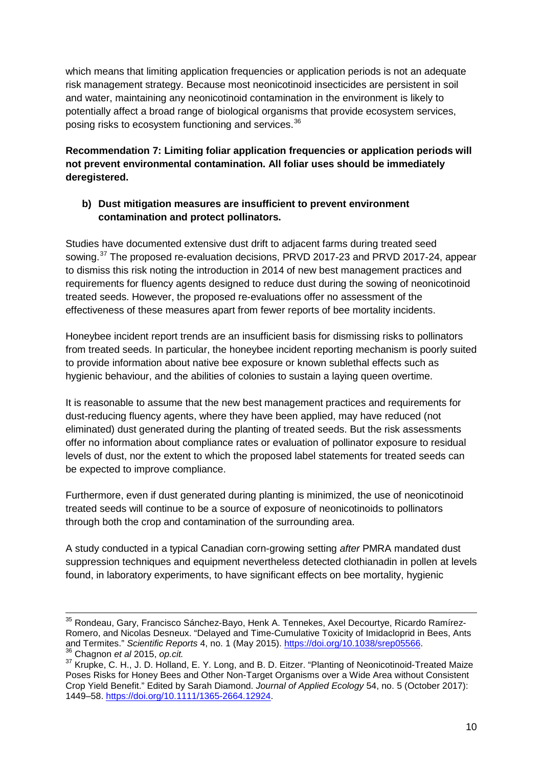which means that limiting application frequencies or application periods is not an adequate risk management strategy. Because most neonicotinoid insecticides are persistent in soil and water, maintaining any neonicotinoid contamination in the environment is likely to potentially affect a broad range of biological organisms that provide ecosystem services, posing risks to ecosystem functioning and services.[36]

**Recommendation 7: Limiting foliar application frequencies or application periods will not prevent environmental contamination. All foliar uses should be immediately deregistered.**

**b) Dust mitigation measures are insufficient to prevent environment contamination and protect pollinators.**

Studies have documented extensive dust drift to adjacent farms during treated seed sowing.[37] The proposed re-evaluation decisions, PRVD 2017-23 and PRVD 2017-24, appear to dismiss this risk noting the introduction in 2014 of new best management practices and requirements for fluency agents designed to reduce dust during the sowing of neonicotinoid treated seeds. However, the proposed re-evaluations offer no assessment of the effectiveness of these measures apart from fewer reports of bee mortality incidents.

Honeybee incident report trends are an insufficient basis for dismissing risks to pollinators from treated seeds. In particular, the honeybee incident reporting mechanism is poorly suited to provide information about native bee exposure or known sublethal effects such as hygienic behaviour, and the abilities of colonies to sustain a laying queen overtime.

It is reasonable to assume that the new best management practices and requirements for dust-reducing fluency agents, where they have been applied, may have reduced (not eliminated) dust generated during the planting of treated seeds. But the risk assessments offer no information about compliance rates or evaluation of pollinator exposure to residual levels of dust, nor the extent to which the proposed label statements for treated seeds can be expected to improve compliance.

Furthermore, even if dust generated during planting is minimized, the use of neonicotinoid treated seeds will continue to be a source of exposure of neonicotinoids to pollinators through both the crop and contamination of the surrounding area.

A study conducted in a typical Canadian corn-growing setting *after* PMRA mandated dust suppression techniques and equipment nevertheless detected clothianadin in pollen at levels found, in laboratory experiments, to have significant effects on bee mortality, hygienic

---

[35] Rondeau, Gary, Francisco Sánchez-Bayo, Henk A. Tennekes, Axel Decourtye, Ricardo Ramírez-Romero, and Nicolas Desneux. "Delayed and Time-Cumulative Toxicity of Imidacloprid in Bees, Ants and Termites." *Scientific Reports* 4, no. 1 (May 2015). https://doi.org/10.1038/srep05566.

[36] Chagnon *et al* 2015, *op.cit.*

[37] Krupke, C. H., J. D. Holland, E. Y. Long, and B. D. Eitzer. "Planting of Neonicotinoid-Treated Maize Poses Risks for Honey Bees and Other Non-Target Organisms over a Wide Area without Consistent Crop Yield Benefit." Edited by Sarah Diamond. *Journal of Applied Ecology* 54, no. 5 (October 2017): 1449–58. https://doi.org/10.1111/1365-2664.12924.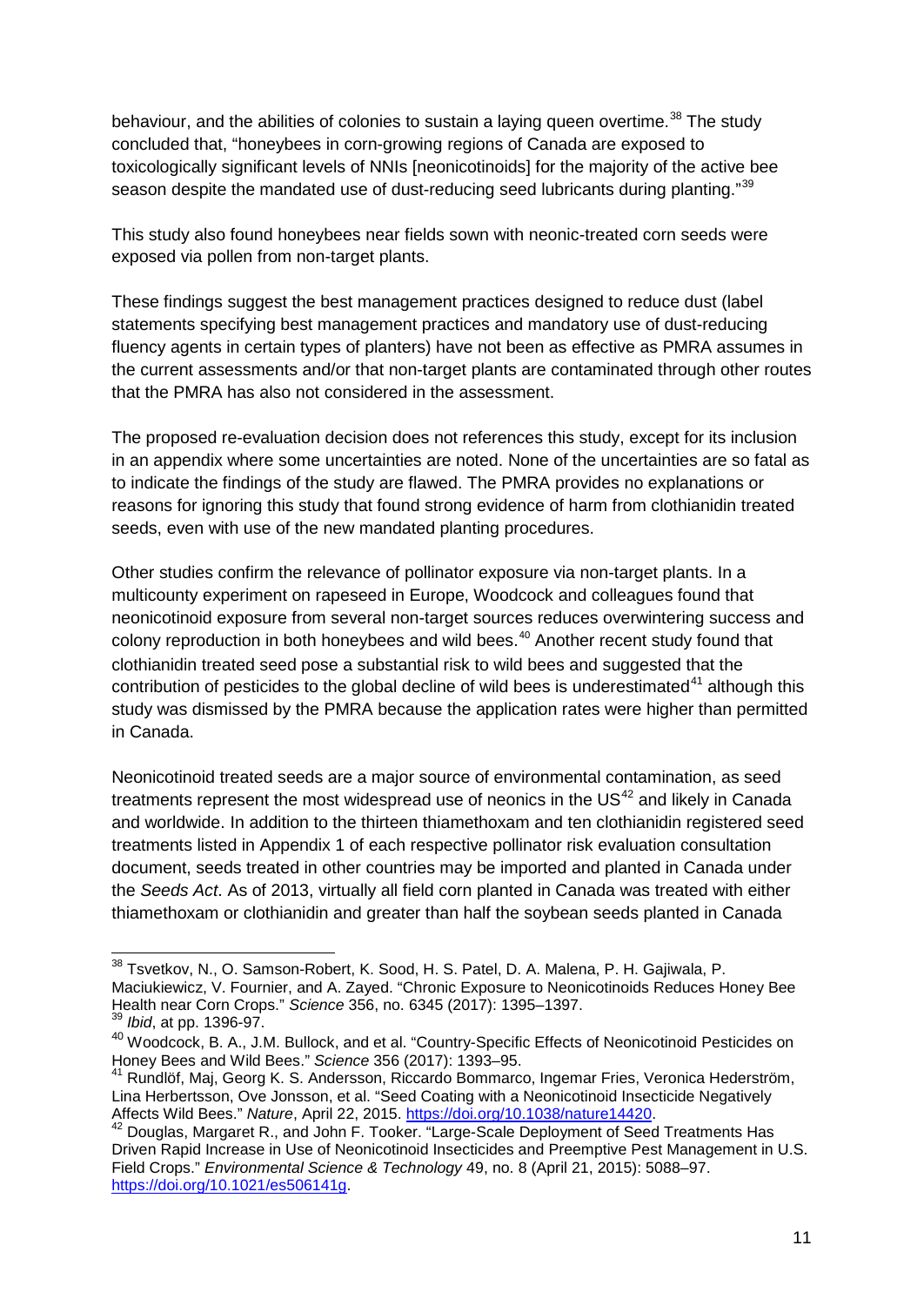behaviour, and the abilities of colonies to sustain a laying queen overtime.[38] The study concluded that, "honeybees in corn-growing regions of Canada are exposed to toxicologically significant levels of NNIs [neonicotinoids] for the majority of the active bee season despite the mandated use of dust-reducing seed lubricants during planting."[39]

This study also found honeybees near fields sown with neonic-treated corn seeds were exposed via pollen from non-target plants.

These findings suggest the best management practices designed to reduce dust (label statements specifying best management practices and mandatory use of dust-reducing fluency agents in certain types of planters) have not been as effective as PMRA assumes in the current assessments and/or that non-target plants are contaminated through other routes that the PMRA has also not considered in the assessment.

The proposed re-evaluation decision does not references this study, except for its inclusion in an appendix where some uncertainties are noted. None of the uncertainties are so fatal as to indicate the findings of the study are flawed. The PMRA provides no explanations or reasons for ignoring this study that found strong evidence of harm from clothianidin treated seeds, even with use of the new mandated planting procedures.

Other studies confirm the relevance of pollinator exposure via non-target plants. In a multicounty experiment on rapeseed in Europe, Woodcock and colleagues found that neonicotinoid exposure from several non-target sources reduces overwintering success and colony reproduction in both honeybees and wild bees.[40] Another recent study found that clothianidin treated seed pose a substantial risk to wild bees and suggested that the contribution of pesticides to the global decline of wild bees is underestimated[41] although this study was dismissed by the PMRA because the application rates were higher than permitted in Canada.

Neonicotinoid treated seeds are a major source of environmental contamination, as seed treatments represent the most widespread use of neonics in the US[42] and likely in Canada and worldwide. In addition to the thirteen thiamethoxam and ten clothianidin registered seed treatments listed in Appendix 1 of each respective pollinator risk evaluation consultation document, seeds treated in other countries may be imported and planted in Canada under the *Seeds Act*. As of 2013, virtually all field corn planted in Canada was treated with either thiamethoxam or clothianidin and greater than half the soybean seeds planted in Canada

---

[38] Tsvetkov, N., O. Samson-Robert, K. Sood, H. S. Patel, D. A. Malena, P. H. Gajiwala, P. Maciukiewicz, V. Fournier, and A. Zayed. "Chronic Exposure to Neonicotinoids Reduces Honey Bee Health near Corn Crops." *Science* 356, no. 6345 (2017): 1395–1397.

[39] *Ibid*, at pp. 1396-97.

[40] Woodcock, B. A., J.M. Bullock, and et al. "Country-Specific Effects of Neonicotinoid Pesticides on Honey Bees and Wild Bees." *Science* 356 (2017): 1393–95.

[41] Rundlöf, Maj, Georg K. S. Andersson, Riccardo Bommarco, Ingemar Fries, Veronica Hederström, Lina Herbertsson, Ove Jonsson, et al. "Seed Coating with a Neonicotinoid Insecticide Negatively Affects Wild Bees." *Nature*, April 22, 2015. https://doi.org/10.1038/nature14420.

[42] Douglas, Margaret R., and John F. Tooker. "Large-Scale Deployment of Seed Treatments Has Driven Rapid Increase in Use of Neonicotinoid Insecticides and Preemptive Pest Management in U.S. Field Crops." *Environmental Science & Technology* 49, no. 8 (April 21, 2015): 5088–97. https://doi.org/10.1021/es506141g.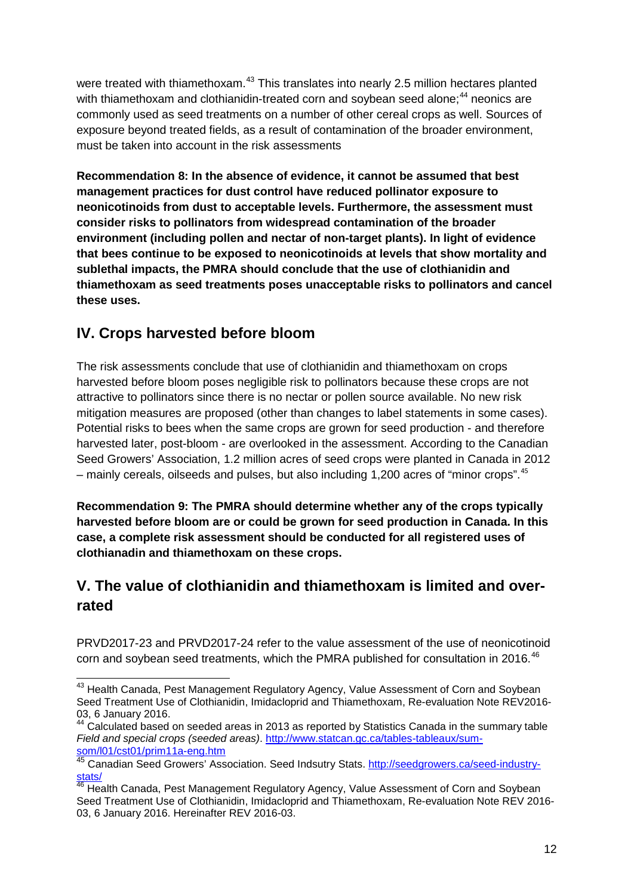were treated with thiamethoxam.[43] This translates into nearly 2.5 million hectares planted with thiamethoxam and clothianidin-treated corn and soybean seed alone;[44] neonics are commonly used as seed treatments on a number of other cereal crops as well. Sources of exposure beyond treated fields, as a result of contamination of the broader environment, must be taken into account in the risk assessments

**Recommendation 8: In the absence of evidence, it cannot be assumed that best management practices for dust control have reduced pollinator exposure to neonicotinoids from dust to acceptable levels. Furthermore, the assessment must consider risks to pollinators from widespread contamination of the broader environment (including pollen and nectar of non-target plants). In light of evidence that bees continue to be exposed to neonicotinoids at levels that show mortality and sublethal impacts, the PMRA should conclude that the use of clothianidin and thiamethoxam as seed treatments poses unacceptable risks to pollinators and cancel these uses.**

## IV. Crops harvested before bloom

The risk assessments conclude that use of clothianidin and thiamethoxam on crops harvested before bloom poses negligible risk to pollinators because these crops are not attractive to pollinators since there is no nectar or pollen source available. No new risk mitigation measures are proposed (other than changes to label statements in some cases). Potential risks to bees when the same crops are grown for seed production - and therefore harvested later, post-bloom - are overlooked in the assessment. According to the Canadian Seed Growers' Association, 1.2 million acres of seed crops were planted in Canada in 2012 – mainly cereals, oilseeds and pulses, but also including 1,200 acres of "minor crops".[45]

**Recommendation 9: The PMRA should determine whether any of the crops typically harvested before bloom are or could be grown for seed production in Canada. In this case, a complete risk assessment should be conducted for all registered uses of clothianadin and thiamethoxam on these crops.**

## V. The value of clothianidin and thiamethoxam is limited and over-rated

PRVD2017-23 and PRVD2017-24 refer to the value assessment of the use of neonicotinoid corn and soybean seed treatments, which the PMRA published for consultation in 2016.[46]

---

[43] Health Canada, Pest Management Regulatory Agency, Value Assessment of Corn and Soybean Seed Treatment Use of Clothianidin, Imidacloprid and Thiamethoxam, Re-evaluation Note REV2016-03, 6 January 2016.

[44] Calculated based on seeded areas in 2013 as reported by Statistics Canada in the summary table *Field and special crops (seeded areas)*. http://www.statcan.gc.ca/tables-tableaux/sum-som/l01/cst01/prim11a-eng.htm

[45] Canadian Seed Growers' Association. Seed Indsutry Stats. http://seedgrowers.ca/seed-industry-stats/

[46] Health Canada, Pest Management Regulatory Agency, Value Assessment of Corn and Soybean Seed Treatment Use of Clothianidin, Imidacloprid and Thiamethoxam, Re-evaluation Note REV 2016-03, 6 January 2016. Hereinafter REV 2016-03.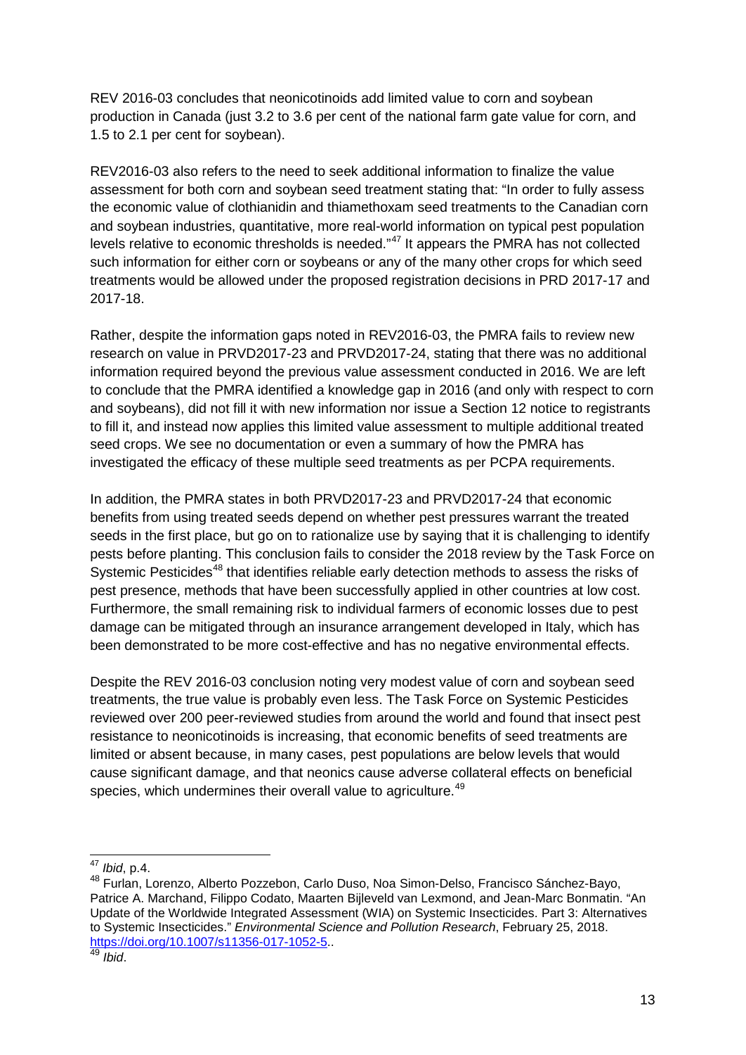REV 2016-03 concludes that neonicotinoids add limited value to corn and soybean production in Canada (just 3.2 to 3.6 per cent of the national farm gate value for corn, and 1.5 to 2.1 per cent for soybean).

REV2016-03 also refers to the need to seek additional information to finalize the value assessment for both corn and soybean seed treatment stating that: "In order to fully assess the economic value of clothianidin and thiamethoxam seed treatments to the Canadian corn and soybean industries, quantitative, more real-world information on typical pest population levels relative to economic thresholds is needed."[47] It appears the PMRA has not collected such information for either corn or soybeans or any of the many other crops for which seed treatments would be allowed under the proposed registration decisions in PRD 2017-17 and 2017-18.

Rather, despite the information gaps noted in REV2016-03, the PMRA fails to review new research on value in PRVD2017-23 and PRVD2017-24, stating that there was no additional information required beyond the previous value assessment conducted in 2016. We are left to conclude that the PMRA identified a knowledge gap in 2016 (and only with respect to corn and soybeans), did not fill it with new information nor issue a Section 12 notice to registrants to fill it, and instead now applies this limited value assessment to multiple additional treated seed crops. We see no documentation or even a summary of how the PMRA has investigated the efficacy of these multiple seed treatments as per PCPA requirements.

In addition, the PMRA states in both PRVD2017-23 and PRVD2017-24 that economic benefits from using treated seeds depend on whether pest pressures warrant the treated seeds in the first place, but go on to rationalize use by saying that it is challenging to identify pests before planting. This conclusion fails to consider the 2018 review by the Task Force on Systemic Pesticides[48] that identifies reliable early detection methods to assess the risks of pest presence, methods that have been successfully applied in other countries at low cost. Furthermore, the small remaining risk to individual farmers of economic losses due to pest damage can be mitigated through an insurance arrangement developed in Italy, which has been demonstrated to be more cost-effective and has no negative environmental effects.

Despite the REV 2016-03 conclusion noting very modest value of corn and soybean seed treatments, the true value is probably even less. The Task Force on Systemic Pesticides reviewed over 200 peer-reviewed studies from around the world and found that insect pest resistance to neonicotinoids is increasing, that economic benefits of seed treatments are limited or absent because, in many cases, pest populations are below levels that would cause significant damage, and that neonics cause adverse collateral effects on beneficial species, which undermines their overall value to agriculture.[49]

---

[47] *Ibid*, p.4.

[48] Furlan, Lorenzo, Alberto Pozzebon, Carlo Duso, Noa Simon-Delso, Francisco Sánchez-Bayo, Patrice A. Marchand, Filippo Codato, Maarten Bijleveld van Lexmond, and Jean-Marc Bonmatin. "An Update of the Worldwide Integrated Assessment (WIA) on Systemic Insecticides. Part 3: Alternatives to Systemic Insecticides." *Environmental Science and Pollution Research*, February 25, 2018. https://doi.org/10.1007/s11356-017-1052-5..

[49] *Ibid*.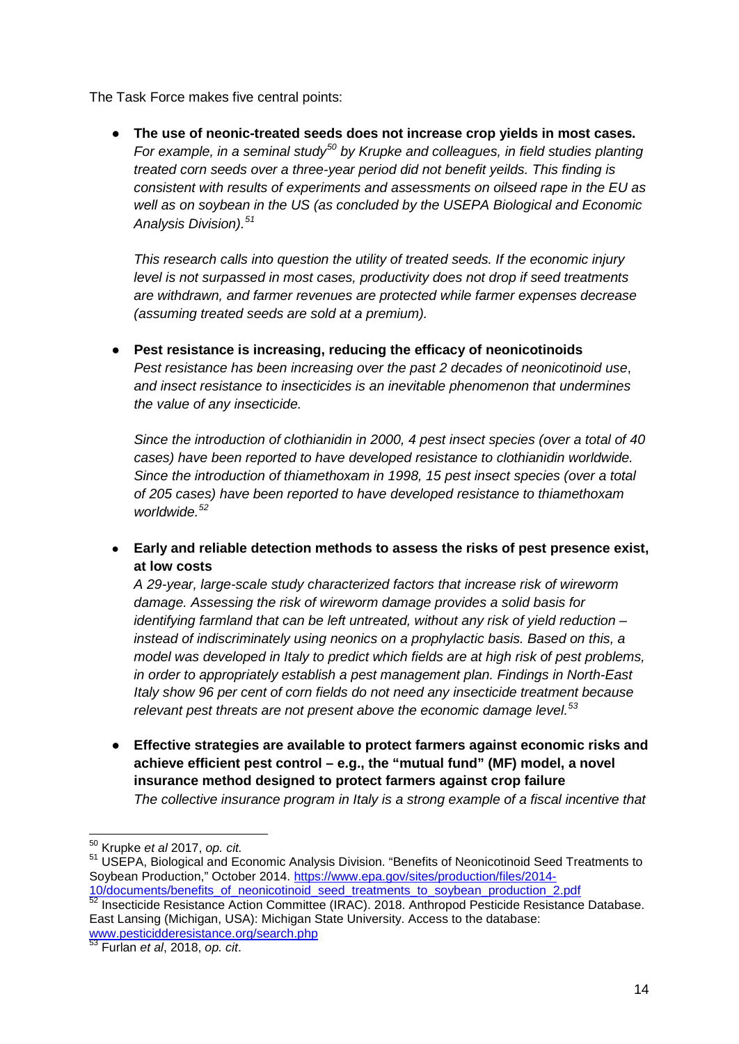The Task Force makes five central points:

- **The use of neonic-treated seeds does not increase crop yields in most cases.** *For example, in a seminal study*[50] *by Krupke and colleagues, in field studies planting treated corn seeds over a three-year period did not benefit yeilds. This finding is consistent with results of experiments and assessments on oilseed rape in the EU as well as on soybean in the US (as concluded by the USEPA Biological and Economic Analysis Division).*[51]

  *This research calls into question the utility of treated seeds. If the economic injury level is not surpassed in most cases, productivity does not drop if seed treatments are withdrawn, and farmer revenues are protected while farmer expenses decrease (assuming treated seeds are sold at a premium).*

- **Pest resistance is increasing, reducing the efficacy of neonicotinoids** *Pest resistance has been increasing over the past 2 decades of neonicotinoid use*, *and insect resistance to insecticides is an inevitable phenomenon that undermines the value of any insecticide.*

  *Since the introduction of clothianidin in 2000, 4 pest insect species (over a total of 40 cases) have been reported to have developed resistance to clothianidin worldwide. Since the introduction of thiamethoxam in 1998, 15 pest insect species (over a total of 205 cases) have been reported to have developed resistance to thiamethoxam worldwide.*[52]

- **Early and reliable detection methods to assess the risks of pest presence exist, at low costs** *A 29-year, large-scale study characterized factors that increase risk of wireworm damage. Assessing the risk of wireworm damage provides a solid basis for identifying farmland that can be left untreated, without any risk of yield reduction – instead of indiscriminately using neonics on a prophylactic basis. Based on this, a model was developed in Italy to predict which fields are at high risk of pest problems, in order to appropriately establish a pest management plan. Findings in North-East Italy show 96 per cent of corn fields do not need any insecticide treatment because relevant pest threats are not present above the economic damage level.*[53]

- **Effective strategies are available to protect farmers against economic risks and achieve efficient pest control – e.g., the "mutual fund" (MF) model, a novel insurance method designed to protect farmers against crop failure** *The collective insurance program in Italy is a strong example of a fiscal incentive that*

---

[50] Krupke *et al* 2017, *op. cit.*

[51] USEPA, Biological and Economic Analysis Division. "Benefits of Neonicotinoid Seed Treatments to Soybean Production," October 2014. https://www.epa.gov/sites/production/files/2014-10/documents/benefits_of_neonicotinoid_seed_treatments_to_soybean_production_2.pdf

[52] Insecticide Resistance Action Committee (IRAC). 2018. Anthropod Pesticide Resistance Database. East Lansing (Michigan, USA): Michigan State University. Access to the database: www.pesticidderesistance.org/search.php

[53] Furlan *et al*, 2018, *op. cit*.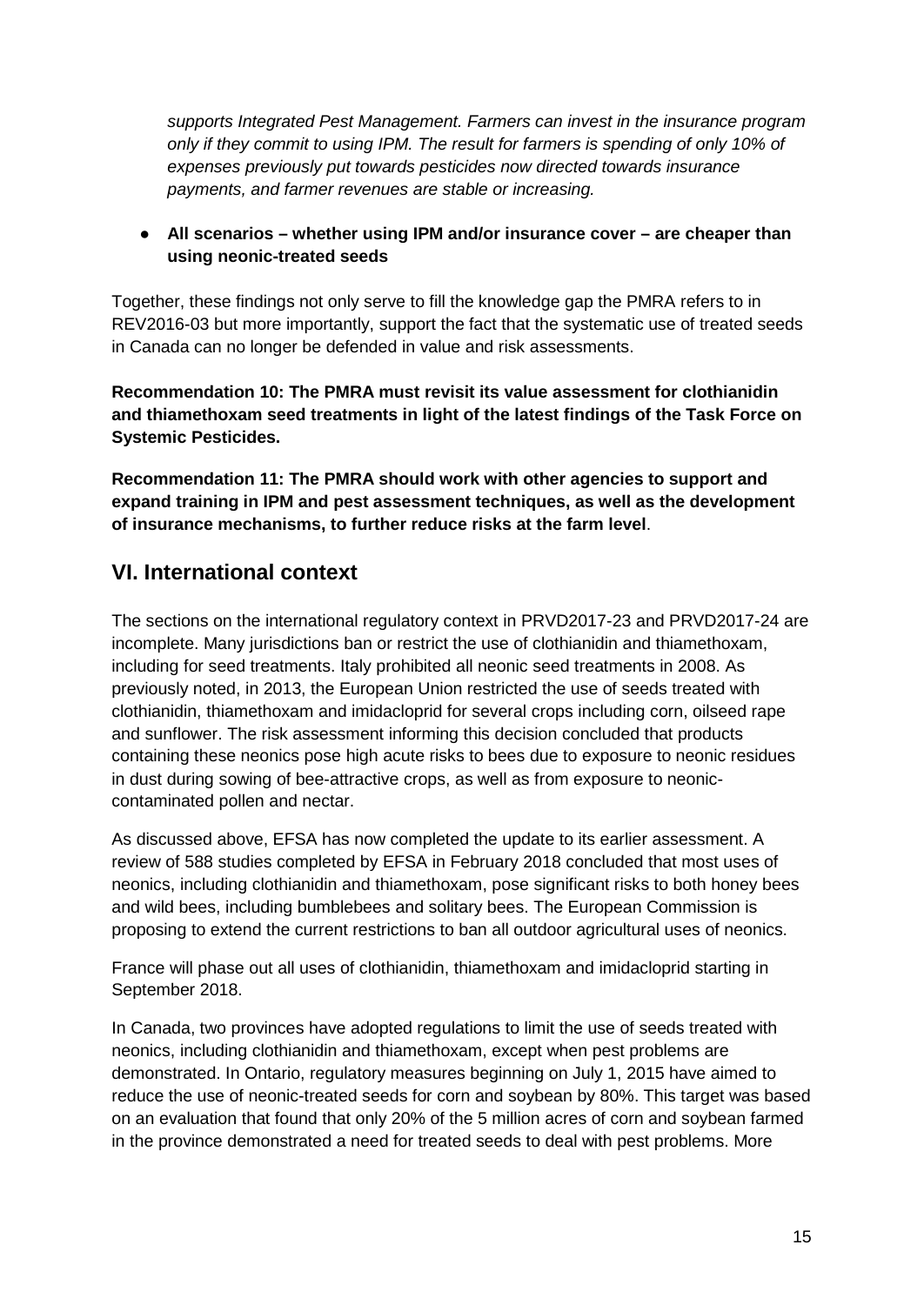*supports Integrated Pest Management. Farmers can invest in the insurance program only if they commit to using IPM. The result for farmers is spending of only 10% of expenses previously put towards pesticides now directed towards insurance payments, and farmer revenues are stable or increasing.*

- **All scenarios – whether using IPM and/or insurance cover – are cheaper than using neonic-treated seeds**

Together, these findings not only serve to fill the knowledge gap the PMRA refers to in REV2016-03 but more importantly, support the fact that the systematic use of treated seeds in Canada can no longer be defended in value and risk assessments.

**Recommendation 10: The PMRA must revisit its value assessment for clothianidin and thiamethoxam seed treatments in light of the latest findings of the Task Force on Systemic Pesticides.**

**Recommendation 11: The PMRA should work with other agencies to support and expand training in IPM and pest assessment techniques, as well as the development of insurance mechanisms, to further reduce risks at the farm level**.

## VI. International context

The sections on the international regulatory context in PRVD2017-23 and PRVD2017-24 are incomplete. Many jurisdictions ban or restrict the use of clothianidin and thiamethoxam, including for seed treatments. Italy prohibited all neonic seed treatments in 2008. As previously noted, in 2013, the European Union restricted the use of seeds treated with clothianidin, thiamethoxam and imidacloprid for several crops including corn, oilseed rape and sunflower. The risk assessment informing this decision concluded that products containing these neonics pose high acute risks to bees due to exposure to neonic residues in dust during sowing of bee-attractive crops, as well as from exposure to neonic-contaminated pollen and nectar.

As discussed above, EFSA has now completed the update to its earlier assessment. A review of 588 studies completed by EFSA in February 2018 concluded that most uses of neonics, including clothianidin and thiamethoxam, pose significant risks to both honey bees and wild bees, including bumblebees and solitary bees. The European Commission is proposing to extend the current restrictions to ban all outdoor agricultural uses of neonics.

France will phase out all uses of clothianidin, thiamethoxam and imidacloprid starting in September 2018.

In Canada, two provinces have adopted regulations to limit the use of seeds treated with neonics, including clothianidin and thiamethoxam, except when pest problems are demonstrated. In Ontario, regulatory measures beginning on July 1, 2015 have aimed to reduce the use of neonic-treated seeds for corn and soybean by 80%. This target was based on an evaluation that found that only 20% of the 5 million acres of corn and soybean farmed in the province demonstrated a need for treated seeds to deal with pest problems. More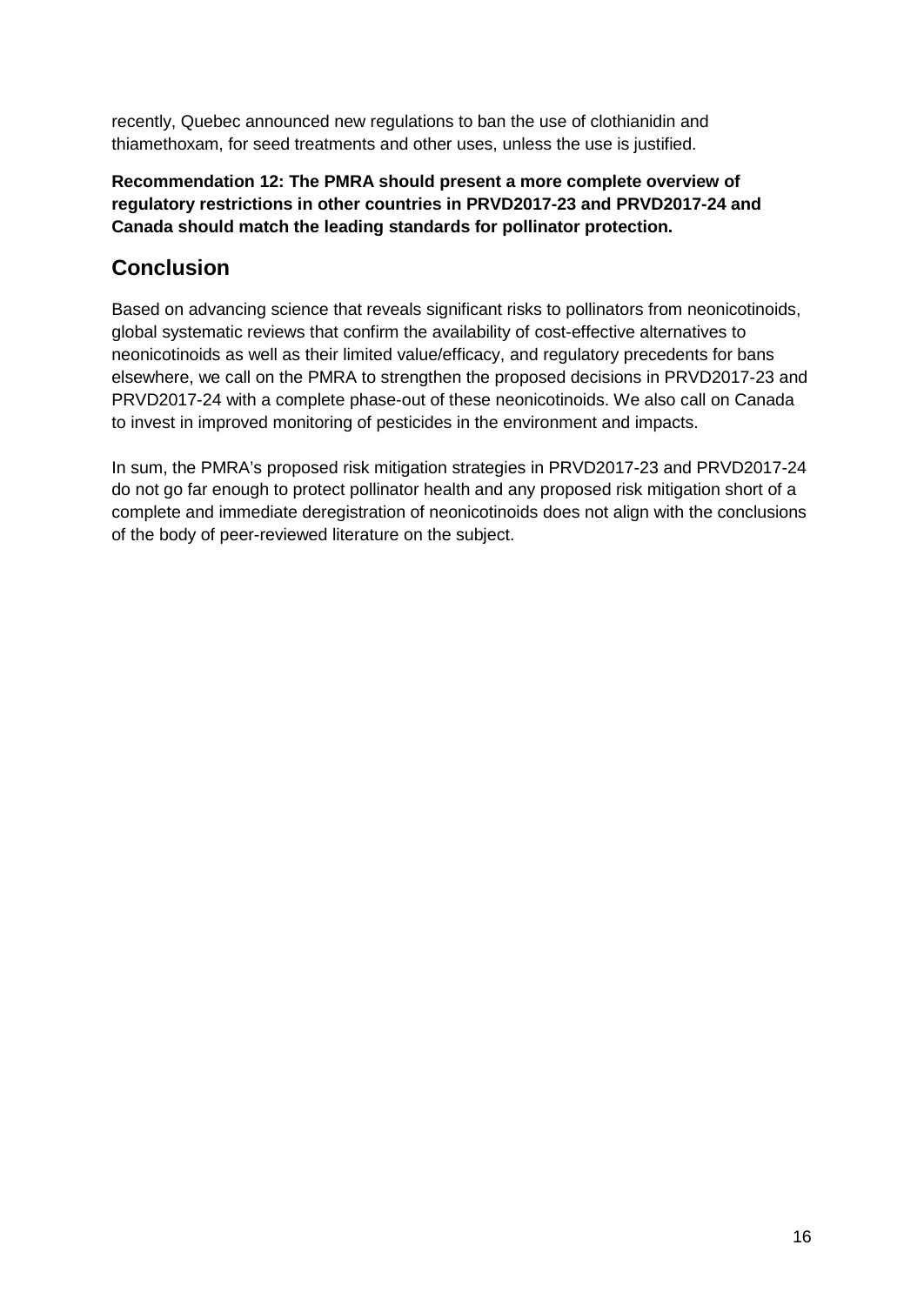recently, Quebec announced new regulations to ban the use of clothianidin and thiamethoxam, for seed treatments and other uses, unless the use is justified.

**Recommendation 12: The PMRA should present a more complete overview of regulatory restrictions in other countries in PRVD2017-23 and PRVD2017-24 and Canada should match the leading standards for pollinator protection.**

## Conclusion

Based on advancing science that reveals significant risks to pollinators from neonicotinoids, global systematic reviews that confirm the availability of cost-effective alternatives to neonicotinoids as well as their limited value/efficacy, and regulatory precedents for bans elsewhere, we call on the PMRA to strengthen the proposed decisions in PRVD2017-23 and PRVD2017-24 with a complete phase-out of these neonicotinoids. We also call on Canada to invest in improved monitoring of pesticides in the environment and impacts.

In sum, the PMRA's proposed risk mitigation strategies in PRVD2017-23 and PRVD2017-24 do not go far enough to protect pollinator health and any proposed risk mitigation short of a complete and immediate deregistration of neonicotinoids does not align with the conclusions of the body of peer-reviewed literature on the subject.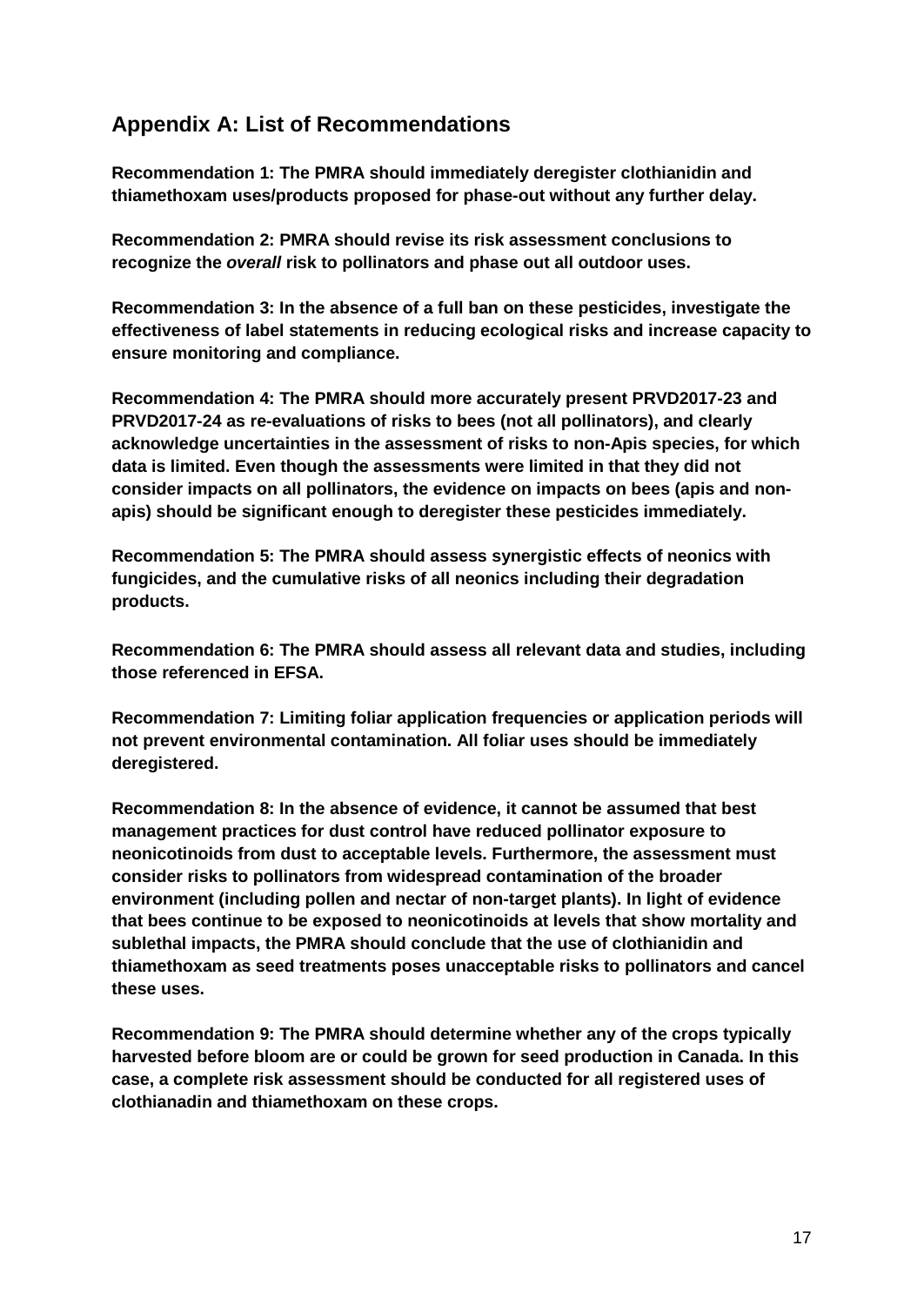## Appendix A: List of Recommendations

**Recommendation 1: The PMRA should immediately deregister clothianidin and thiamethoxam uses/products proposed for phase-out without any further delay.**

**Recommendation 2: PMRA should revise its risk assessment conclusions to recognize the *overall* risk to pollinators and phase out all outdoor uses.**

**Recommendation 3: In the absence of a full ban on these pesticides, investigate the effectiveness of label statements in reducing ecological risks and increase capacity to ensure monitoring and compliance.**

**Recommendation 4: The PMRA should more accurately present PRVD2017-23 and PRVD2017-24 as re-evaluations of risks to bees (not all pollinators), and clearly acknowledge uncertainties in the assessment of risks to non-Apis species, for which data is limited. Even though the assessments were limited in that they did not consider impacts on all pollinators, the evidence on impacts on bees (apis and non-apis) should be significant enough to deregister these pesticides immediately.**

**Recommendation 5: The PMRA should assess synergistic effects of neonics with fungicides, and the cumulative risks of all neonics including their degradation products.**

**Recommendation 6: The PMRA should assess all relevant data and studies, including those referenced in EFSA.**

**Recommendation 7: Limiting foliar application frequencies or application periods will not prevent environmental contamination. All foliar uses should be immediately deregistered.**

**Recommendation 8: In the absence of evidence, it cannot be assumed that best management practices for dust control have reduced pollinator exposure to neonicotinoids from dust to acceptable levels. Furthermore, the assessment must consider risks to pollinators from widespread contamination of the broader environment (including pollen and nectar of non-target plants). In light of evidence that bees continue to be exposed to neonicotinoids at levels that show mortality and sublethal impacts, the PMRA should conclude that the use of clothianidin and thiamethoxam as seed treatments poses unacceptable risks to pollinators and cancel these uses.**

**Recommendation 9: The PMRA should determine whether any of the crops typically harvested before bloom are or could be grown for seed production in Canada. In this case, a complete risk assessment should be conducted for all registered uses of clothianadin and thiamethoxam on these crops.**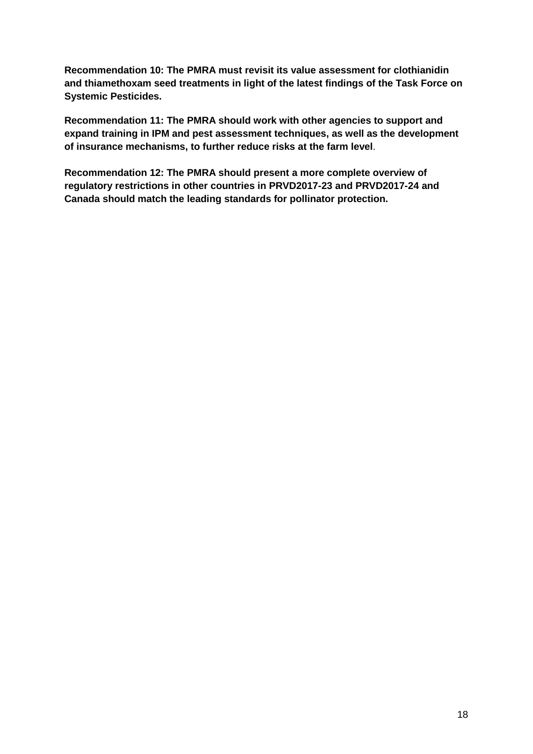**Recommendation 10: The PMRA must revisit its value assessment for clothianidin and thiamethoxam seed treatments in light of the latest findings of the Task Force on Systemic Pesticides.**

**Recommendation 11: The PMRA should work with other agencies to support and expand training in IPM and pest assessment techniques, as well as the development of insurance mechanisms, to further reduce risks at the farm level**.

**Recommendation 12: The PMRA should present a more complete overview of regulatory restrictions in other countries in PRVD2017-23 and PRVD2017-24 and Canada should match the leading standards for pollinator protection.**